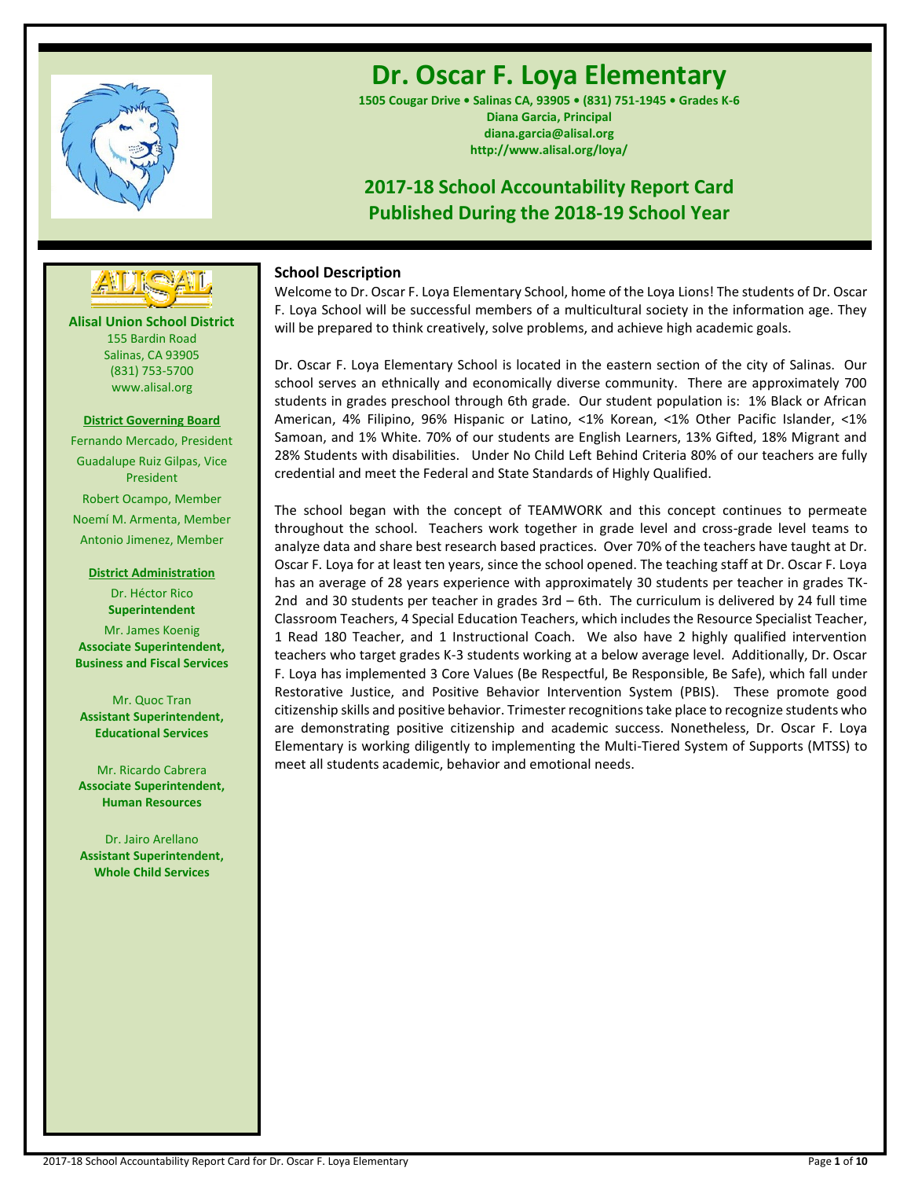# Dr. Oscar F. Loya Elementary

**1505 Cougar Drive • Salinas CA, 93905 • (831) 751-1945 • Grades K-6**
**Diana Garcia, Principal**
**diana.garcia@alisal.org**
**http://www.alisal.org/loya/**

## 2017-18 School Accountability Report Card
## Published During the 2018-19 School Year

**Alisal Union School District**
155 Bardin Road
Salinas, CA 93905
(831) 753-5700
www.alisal.org

**District Governing Board**

Fernando Mercado, President

Guadalupe Ruiz Gilpas, Vice President

Robert Ocampo, Member

Noemí M. Armenta, Member

Antonio Jimenez, Member

**District Administration**

Dr. Héctor Rico
**Superintendent**

Mr. James Koenig
**Associate Superintendent, Business and Fiscal Services**

Mr. Quoc Tran
**Assistant Superintendent, Educational Services**

Mr. Ricardo Cabrera
**Associate Superintendent, Human Resources**

Dr. Jairo Arellano
**Assistant Superintendent, Whole Child Services**

### School Description

Welcome to Dr. Oscar F. Loya Elementary School, home of the Loya Lions! The students of Dr. Oscar F. Loya School will be successful members of a multicultural society in the information age. They will be prepared to think creatively, solve problems, and achieve high academic goals.

Dr. Oscar F. Loya Elementary School is located in the eastern section of the city of Salinas. Our school serves an ethnically and economically diverse community. There are approximately 700 students in grades preschool through 6th grade. Our student population is: 1% Black or African American, 4% Filipino, 96% Hispanic or Latino, <1% Korean, <1% Other Pacific Islander, <1% Samoan, and 1% White. 70% of our students are English Learners, 13% Gifted, 18% Migrant and 28% Students with disabilities. Under No Child Left Behind Criteria 80% of our teachers are fully credential and meet the Federal and State Standards of Highly Qualified.

The school began with the concept of TEAMWORK and this concept continues to permeate throughout the school. Teachers work together in grade level and cross-grade level teams to analyze data and share best research based practices. Over 70% of the teachers have taught at Dr. Oscar F. Loya for at least ten years, since the school opened. The teaching staff at Dr. Oscar F. Loya has an average of 28 years experience with approximately 30 students per teacher in grades TK-2nd and 30 students per teacher in grades 3rd – 6th. The curriculum is delivered by 24 full time Classroom Teachers, 4 Special Education Teachers, which includes the Resource Specialist Teacher, 1 Read 180 Teacher, and 1 Instructional Coach. We also have 2 highly qualified intervention teachers who target grades K-3 students working at a below average level. Additionally, Dr. Oscar F. Loya has implemented 3 Core Values (Be Respectful, Be Responsible, Be Safe), which fall under Restorative Justice, and Positive Behavior Intervention System (PBIS). These promote good citizenship skills and positive behavior. Trimester recognitions take place to recognize students who are demonstrating positive citizenship and academic success. Nonetheless, Dr. Oscar F. Loya Elementary is working diligently to implementing the Multi-Tiered System of Supports (MTSS) to meet all students academic, behavior and emotional needs.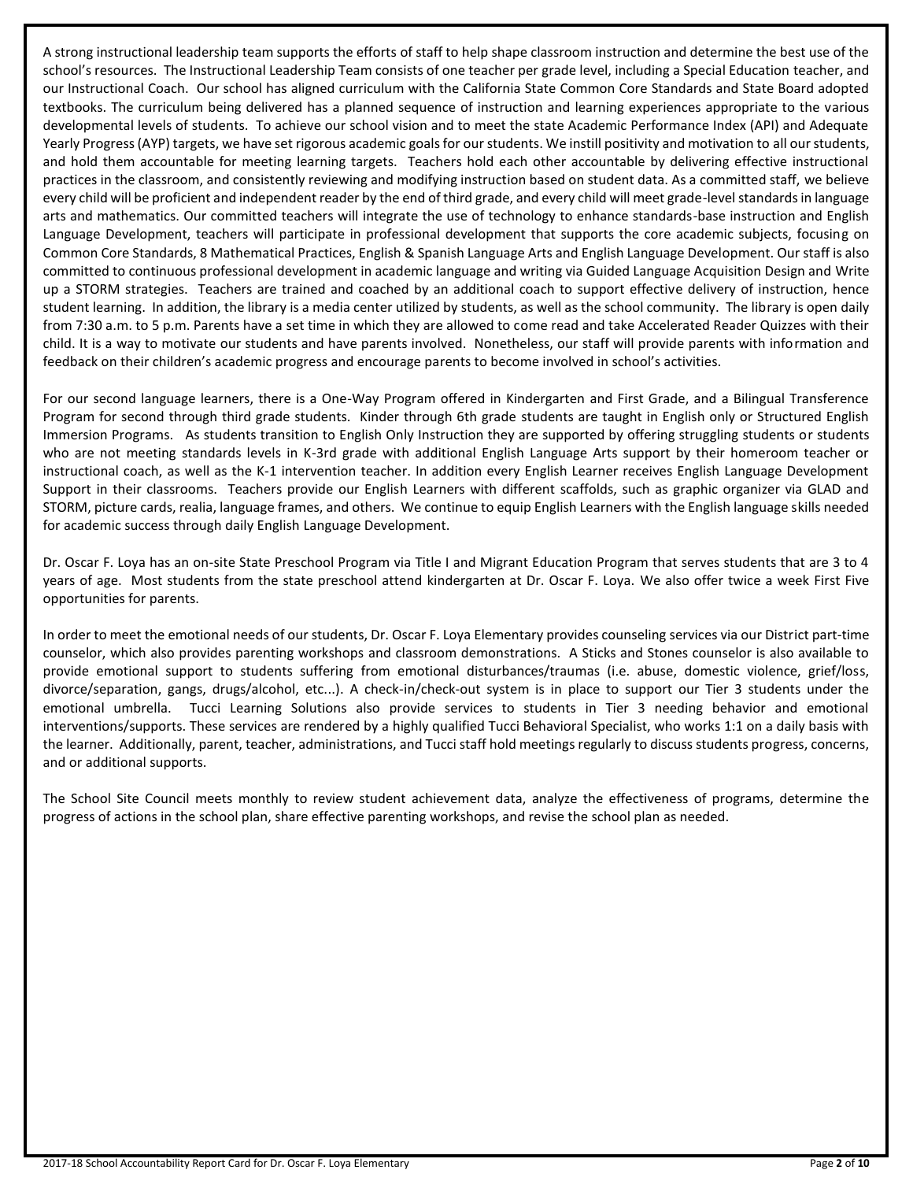A strong instructional leadership team supports the efforts of staff to help shape classroom instruction and determine the best use of the school's resources. The Instructional Leadership Team consists of one teacher per grade level, including a Special Education teacher, and our Instructional Coach. Our school has aligned curriculum with the California State Common Core Standards and State Board adopted textbooks. The curriculum being delivered has a planned sequence of instruction and learning experiences appropriate to the various developmental levels of students. To achieve our school vision and to meet the state Academic Performance Index (API) and Adequate Yearly Progress (AYP) targets, we have set rigorous academic goals for our students. We instill positivity and motivation to all our students, and hold them accountable for meeting learning targets. Teachers hold each other accountable by delivering effective instructional practices in the classroom, and consistently reviewing and modifying instruction based on student data. As a committed staff, we believe every child will be proficient and independent reader by the end of third grade, and every child will meet grade-level standards in language arts and mathematics. Our committed teachers will integrate the use of technology to enhance standards-base instruction and English Language Development, teachers will participate in professional development that supports the core academic subjects, focusing on Common Core Standards, 8 Mathematical Practices, English & Spanish Language Arts and English Language Development. Our staff is also committed to continuous professional development in academic language and writing via Guided Language Acquisition Design and Write up a STORM strategies. Teachers are trained and coached by an additional coach to support effective delivery of instruction, hence student learning. In addition, the library is a media center utilized by students, as well as the school community. The library is open daily from 7:30 a.m. to 5 p.m. Parents have a set time in which they are allowed to come read and take Accelerated Reader Quizzes with their child. It is a way to motivate our students and have parents involved. Nonetheless, our staff will provide parents with information and feedback on their children's academic progress and encourage parents to become involved in school's activities.

For our second language learners, there is a One-Way Program offered in Kindergarten and First Grade, and a Bilingual Transference Program for second through third grade students. Kinder through 6th grade students are taught in English only or Structured English Immersion Programs. As students transition to English Only Instruction they are supported by offering struggling students or students who are not meeting standards levels in K-3rd grade with additional English Language Arts support by their homeroom teacher or instructional coach, as well as the K-1 intervention teacher. In addition every English Learner receives English Language Development Support in their classrooms. Teachers provide our English Learners with different scaffolds, such as graphic organizer via GLAD and STORM, picture cards, realia, language frames, and others. We continue to equip English Learners with the English language skills needed for academic success through daily English Language Development.

Dr. Oscar F. Loya has an on-site State Preschool Program via Title I and Migrant Education Program that serves students that are 3 to 4 years of age. Most students from the state preschool attend kindergarten at Dr. Oscar F. Loya. We also offer twice a week First Five opportunities for parents.

In order to meet the emotional needs of our students, Dr. Oscar F. Loya Elementary provides counseling services via our District part-time counselor, which also provides parenting workshops and classroom demonstrations. A Sticks and Stones counselor is also available to provide emotional support to students suffering from emotional disturbances/traumas (i.e. abuse, domestic violence, grief/loss, divorce/separation, gangs, drugs/alcohol, etc...). A check-in/check-out system is in place to support our Tier 3 students under the emotional umbrella. Tucci Learning Solutions also provide services to students in Tier 3 needing behavior and emotional interventions/supports. These services are rendered by a highly qualified Tucci Behavioral Specialist, who works 1:1 on a daily basis with the learner. Additionally, parent, teacher, administrations, and Tucci staff hold meetings regularly to discuss students progress, concerns, and or additional supports.

The School Site Council meets monthly to review student achievement data, analyze the effectiveness of programs, determine the progress of actions in the school plan, share effective parenting workshops, and revise the school plan as needed.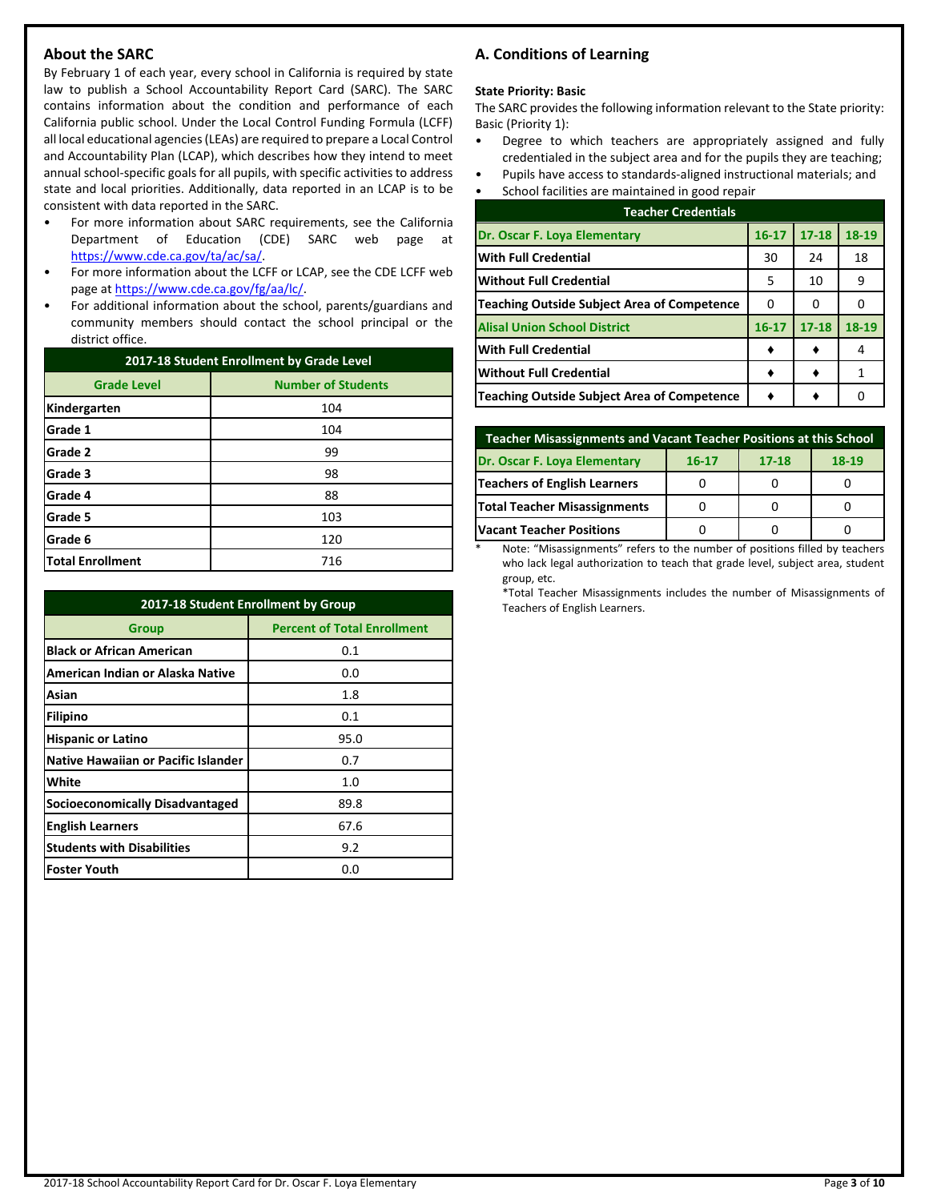## About the SARC

By February 1 of each year, every school in California is required by state law to publish a School Accountability Report Card (SARC). The SARC contains information about the condition and performance of each California public school. Under the Local Control Funding Formula (LCFF) all local educational agencies (LEAs) are required to prepare a Local Control and Accountability Plan (LCAP), which describes how they intend to meet annual school-specific goals for all pupils, with specific activities to address state and local priorities. Additionally, data reported in an LCAP is to be consistent with data reported in the SARC.

- For more information about SARC requirements, see the California Department of Education (CDE) SARC web page at https://www.cde.ca.gov/ta/ac/sa/.
- For more information about the LCFF or LCAP, see the CDE LCFF web page at https://www.cde.ca.gov/fg/aa/lc/.
- For additional information about the school, parents/guardians and community members should contact the school principal or the district office.

| 2017-18 Student Enrollment by Grade Level | |
|---|---|
| **Grade Level** | **Number of Students** |
| **Kindergarten** | 104 |
| **Grade 1** | 104 |
| **Grade 2** | 99 |
| **Grade 3** | 98 |
| **Grade 4** | 88 |
| **Grade 5** | 103 |
| **Grade 6** | 120 |
| **Total Enrollment** | 716 |

| 2017-18 Student Enrollment by Group | |
|---|---|
| **Group** | **Percent of Total Enrollment** |
| **Black or African American** | 0.1 |
| **American Indian or Alaska Native** | 0.0 |
| **Asian** | 1.8 |
| **Filipino** | 0.1 |
| **Hispanic or Latino** | 95.0 |
| **Native Hawaiian or Pacific Islander** | 0.7 |
| **White** | 1.0 |
| **Socioeconomically Disadvantaged** | 89.8 |
| **English Learners** | 67.6 |
| **Students with Disabilities** | 9.2 |
| **Foster Youth** | 0.0 |

## A. Conditions of Learning

**State Priority: Basic**

The SARC provides the following information relevant to the State priority: Basic (Priority 1):

- Degree to which teachers are appropriately assigned and fully credentialed in the subject area and for the pupils they are teaching;
- Pupils have access to standards-aligned instructional materials; and
- School facilities are maintained in good repair

| Teacher Credentials | | | |
|---|---|---|---|
| **Dr. Oscar F. Loya Elementary** | **16-17** | **17-18** | **18-19** |
| **With Full Credential** | 30 | 24 | 18 |
| **Without Full Credential** | 5 | 10 | 9 |
| **Teaching Outside Subject Area of Competence** | 0 | 0 | 0 |
| **Alisal Union School District** | **16-17** | **17-18** | **18-19** |
| **With Full Credential** | ♦ | ♦ | 4 |
| **Without Full Credential** | ♦ | ♦ | 1 |
| **Teaching Outside Subject Area of Competence** | ♦ | ♦ | 0 |

| Teacher Misassignments and Vacant Teacher Positions at this School | | | |
|---|---|---|---|
| **Dr. Oscar F. Loya Elementary** | **16-17** | **17-18** | **18-19** |
| **Teachers of English Learners** | 0 | 0 | 0 |
| **Total Teacher Misassignments** | 0 | 0 | 0 |
| **Vacant Teacher Positions** | 0 | 0 | 0 |

\* Note: "Misassignments" refers to the number of positions filled by teachers who lack legal authorization to teach that grade level, subject area, student group, etc.

*Total Teacher Misassignments includes the number of Misassignments of Teachers of English Learners.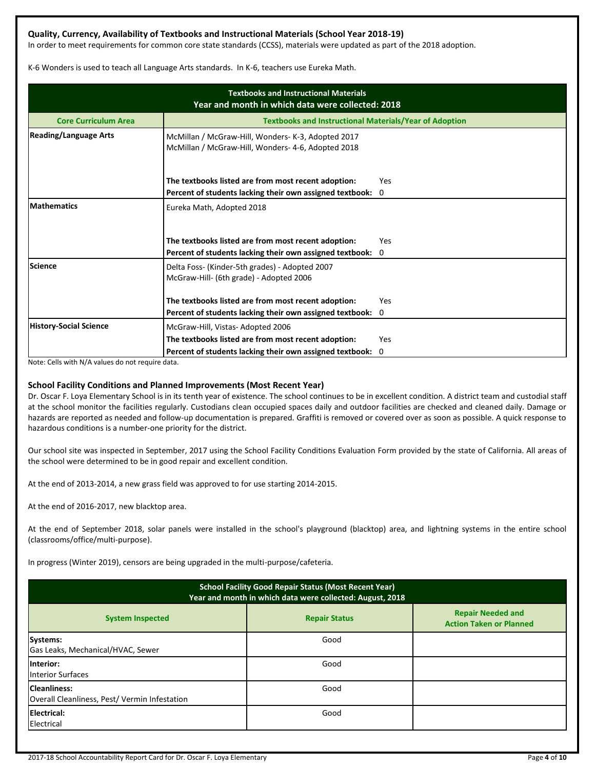### Quality, Currency, Availability of Textbooks and Instructional Materials (School Year 2018-19)

In order to meet requirements for common core state standards (CCSS), materials were updated as part of the 2018 adoption.

K-6 Wonders is used to teach all Language Arts standards. In K-6, teachers use Eureka Math.

| Textbooks and Instructional Materials<br>Year and month in which data were collected: 2018 | |
|---|---|
| **Core Curriculum Area** | **Textbooks and Instructional Materials/Year of Adoption** |
| **Reading/Language Arts** | McMillan / McGraw-Hill, Wonders- K-3, Adopted 2017<br>McMillan / McGraw-Hill, Wonders- 4-6, Adopted 2018<br><br>**The textbooks listed are from most recent adoption:** Yes<br>**Percent of students lacking their own assigned textbook:** 0 |
| **Mathematics** | Eureka Math, Adopted 2018<br><br>**The textbooks listed are from most recent adoption:** Yes<br>**Percent of students lacking their own assigned textbook:** 0 |
| **Science** | Delta Foss- (Kinder-5th grades) - Adopted 2007<br>McGraw-Hill- (6th grade) - Adopted 2006<br><br>**The textbooks listed are from most recent adoption:** Yes<br>**Percent of students lacking their own assigned textbook:** 0 |
| **History-Social Science** | McGraw-Hill, Vistas- Adopted 2006<br>**The textbooks listed are from most recent adoption:** Yes<br>**Percent of students lacking their own assigned textbook:** 0 |

Note: Cells with N/A values do not require data.

### School Facility Conditions and Planned Improvements (Most Recent Year)

Dr. Oscar F. Loya Elementary School is in its tenth year of existence. The school continues to be in excellent condition. A district team and custodial staff at the school monitor the facilities regularly. Custodians clean occupied spaces daily and outdoor facilities are checked and cleaned daily. Damage or hazards are reported as needed and follow-up documentation is prepared. Graffiti is removed or covered over as soon as possible. A quick response to hazardous conditions is a number-one priority for the district.

Our school site was inspected in September, 2017 using the School Facility Conditions Evaluation Form provided by the state of California. All areas of the school were determined to be in good repair and excellent condition.

At the end of 2013-2014, a new grass field was approved to for use starting 2014-2015.

At the end of 2016-2017, new blacktop area.

At the end of September 2018, solar panels were installed in the school's playground (blacktop) area, and lightning systems in the entire school (classrooms/office/multi-purpose).

In progress (Winter 2019), censors are being upgraded in the multi-purpose/cafeteria.

| School Facility Good Repair Status (Most Recent Year)<br>Year and month in which data were collected: August, 2018 | | |
|---|---|---|
| **System Inspected** | **Repair Status** | **Repair Needed and Action Taken or Planned** |
| **Systems:**<br>Gas Leaks, Mechanical/HVAC, Sewer | Good | |
| **Interior:**<br>Interior Surfaces | Good | |
| **Cleanliness:**<br>Overall Cleanliness, Pest/ Vermin Infestation | Good | |
| **Electrical:**<br>Electrical | Good | |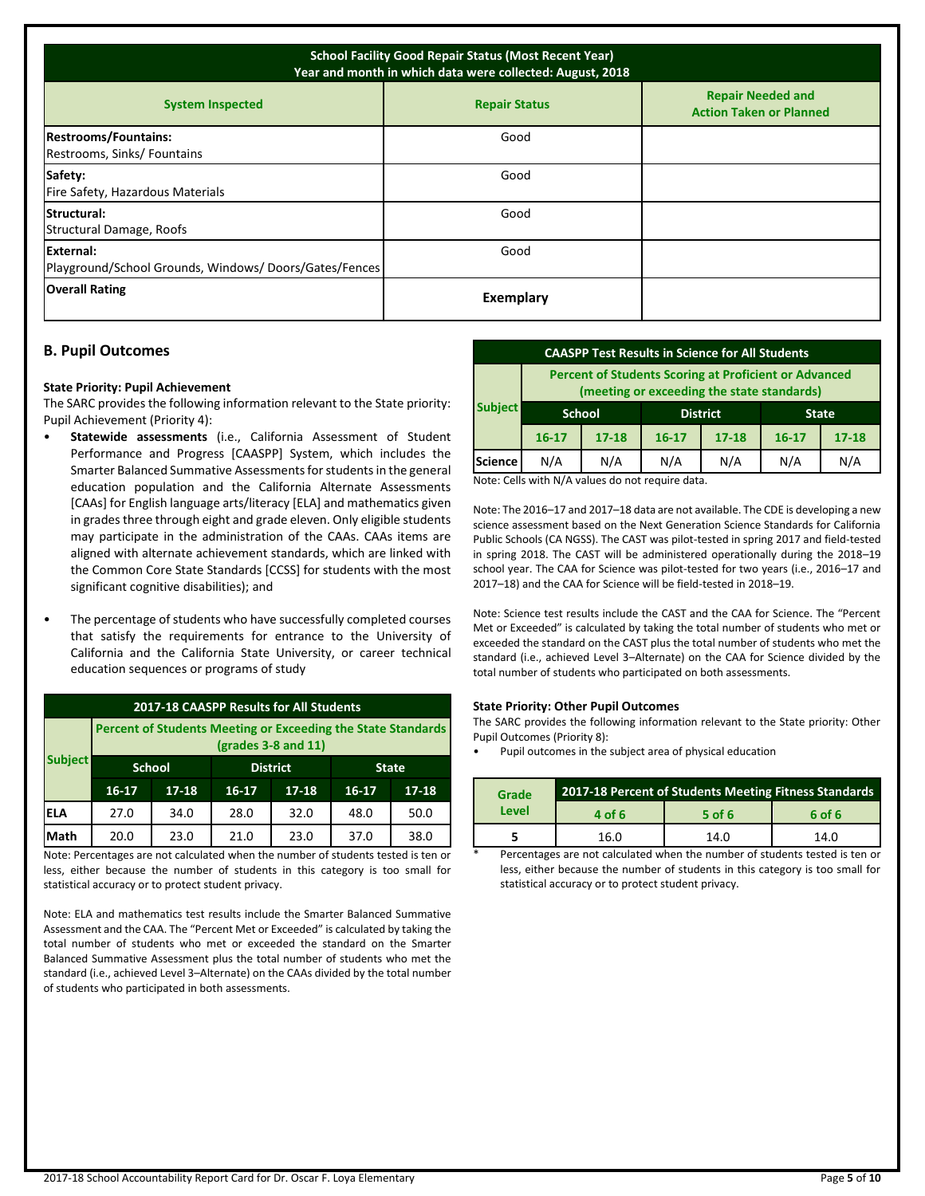| School Facility Good Repair Status (Most Recent Year) Year and month in which data were collected: August, 2018 | | |
|---|---|---|
| **System Inspected** | **Repair Status** | **Repair Needed and Action Taken or Planned** |
| **Restrooms/Fountains:** Restrooms, Sinks/ Fountains | Good | |
| **Safety:** Fire Safety, Hazardous Materials | Good | |
| **Structural:** Structural Damage, Roofs | Good | |
| **External:** Playground/School Grounds, Windows/ Doors/Gates/Fences | Good | |
| **Overall Rating** | **Exemplary** | |

## B. Pupil Outcomes

**State Priority: Pupil Achievement**

The SARC provides the following information relevant to the State priority: Pupil Achievement (Priority 4):

- **Statewide assessments** (i.e., California Assessment of Student Performance and Progress [CAASPP] System, which includes the Smarter Balanced Summative Assessments for students in the general education population and the California Alternate Assessments [CAAs] for English language arts/literacy [ELA] and mathematics given in grades three through eight and grade eleven. Only eligible students may participate in the administration of the CAAs. CAAs items are aligned with alternate achievement standards, which are linked with the Common Core State Standards [CCSS] for students with the most significant cognitive disabilities); and

- The percentage of students who have successfully completed courses that satisfy the requirements for entrance to the University of California and the California State University, or career technical education sequences or programs of study

| **2017-18 CAASPP Results for All Students** | | | | | | |
|---|---|---|---|---|---|---|
| **Subject** | **Percent of Students Meeting or Exceeding the State Standards (grades 3-8 and 11)** | | | | | |
| | **School** | | **District** | | **State** | |
| | **16-17** | **17-18** | **16-17** | **17-18** | **16-17** | **17-18** |
| **ELA** | 27.0 | 34.0 | 28.0 | 32.0 | 48.0 | 50.0 |
| **Math** | 20.0 | 23.0 | 21.0 | 23.0 | 37.0 | 38.0 |

Note: Percentages are not calculated when the number of students tested is ten or less, either because the number of students in this category is too small for statistical accuracy or to protect student privacy.

Note: ELA and mathematics test results include the Smarter Balanced Summative Assessment and the CAA. The "Percent Met or Exceeded" is calculated by taking the total number of students who met or exceeded the standard on the Smarter Balanced Summative Assessment plus the total number of students who met the standard (i.e., achieved Level 3–Alternate) on the CAAs divided by the total number of students who participated in both assessments.

| **CAASPP Test Results in Science for All Students** | | | | | | |
|---|---|---|---|---|---|---|
| **Subject** | **Percent of Students Scoring at Proficient or Advanced (meeting or exceeding the state standards)** | | | | | |
| | **School** | | **District** | | **State** | |
| | **16-17** | **17-18** | **16-17** | **17-18** | **16-17** | **17-18** |
| **Science** | N/A | N/A | N/A | N/A | N/A | N/A |

Note: Cells with N/A values do not require data.

Note: The 2016–17 and 2017–18 data are not available. The CDE is developing a new science assessment based on the Next Generation Science Standards for California Public Schools (CA NGSS). The CAST was pilot-tested in spring 2017 and field-tested in spring 2018. The CAST will be administered operationally during the 2018–19 school year. The CAA for Science was pilot-tested for two years (i.e., 2016–17 and 2017–18) and the CAA for Science will be field-tested in 2018–19.

Note: Science test results include the CAST and the CAA for Science. The "Percent Met or Exceeded" is calculated by taking the total number of students who met or exceeded the standard on the CAST plus the total number of students who met the standard (i.e., achieved Level 3–Alternate) on the CAA for Science divided by the total number of students who participated on both assessments.

**State Priority: Other Pupil Outcomes**

The SARC provides the following information relevant to the State priority: Other Pupil Outcomes (Priority 8):

- Pupil outcomes in the subject area of physical education

| **Grade Level** | **2017-18 Percent of Students Meeting Fitness Standards** | | |
|---|---|---|---|
| | **4 of 6** | **5 of 6** | **6 of 6** |
| **5** | 16.0 | 14.0 | 14.0 |

\* Percentages are not calculated when the number of students tested is ten or less, either because the number of students in this category is too small for statistical accuracy or to protect student privacy.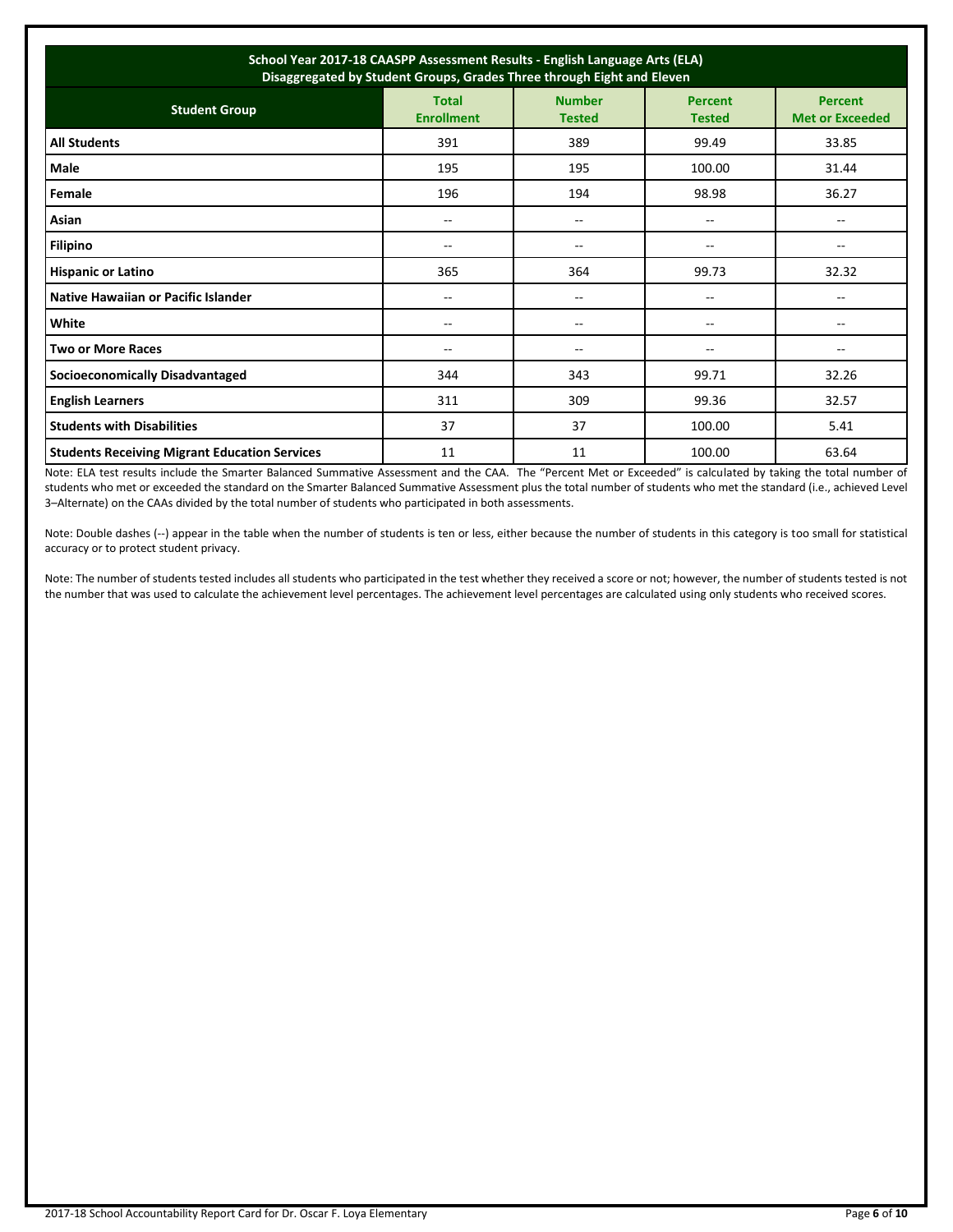| **School Year 2017-18 CAASPP Assessment Results - English Language Arts (ELA)** **Disaggregated by Student Groups, Grades Three through Eight and Eleven** | | | | |
|---|---|---|---|---|
| **Student Group** | **Total Enrollment** | **Number Tested** | **Percent Tested** | **Percent Met or Exceeded** |
| **All Students** | 391 | 389 | 99.49 | 33.85 |
| **Male** | 195 | 195 | 100.00 | 31.44 |
| **Female** | 196 | 194 | 98.98 | 36.27 |
| **Asian** | -- | -- | -- | -- |
| **Filipino** | -- | -- | -- | -- |
| **Hispanic or Latino** | 365 | 364 | 99.73 | 32.32 |
| **Native Hawaiian or Pacific Islander** | -- | -- | -- | -- |
| **White** | -- | -- | -- | -- |
| **Two or More Races** | -- | -- | -- | -- |
| **Socioeconomically Disadvantaged** | 344 | 343 | 99.71 | 32.26 |
| **English Learners** | 311 | 309 | 99.36 | 32.57 |
| **Students with Disabilities** | 37 | 37 | 100.00 | 5.41 |
| **Students Receiving Migrant Education Services** | 11 | 11 | 100.00 | 63.64 |

Note: ELA test results include the Smarter Balanced Summative Assessment and the CAA. The "Percent Met or Exceeded" is calculated by taking the total number of students who met or exceeded the standard on the Smarter Balanced Summative Assessment plus the total number of students who met the standard (i.e., achieved Level 3–Alternate) on the CAAs divided by the total number of students who participated in both assessments.

Note: Double dashes (--) appear in the table when the number of students is ten or less, either because the number of students in this category is too small for statistical accuracy or to protect student privacy.

Note: The number of students tested includes all students who participated in the test whether they received a score or not; however, the number of students tested is not the number that was used to calculate the achievement level percentages. The achievement level percentages are calculated using only students who received scores.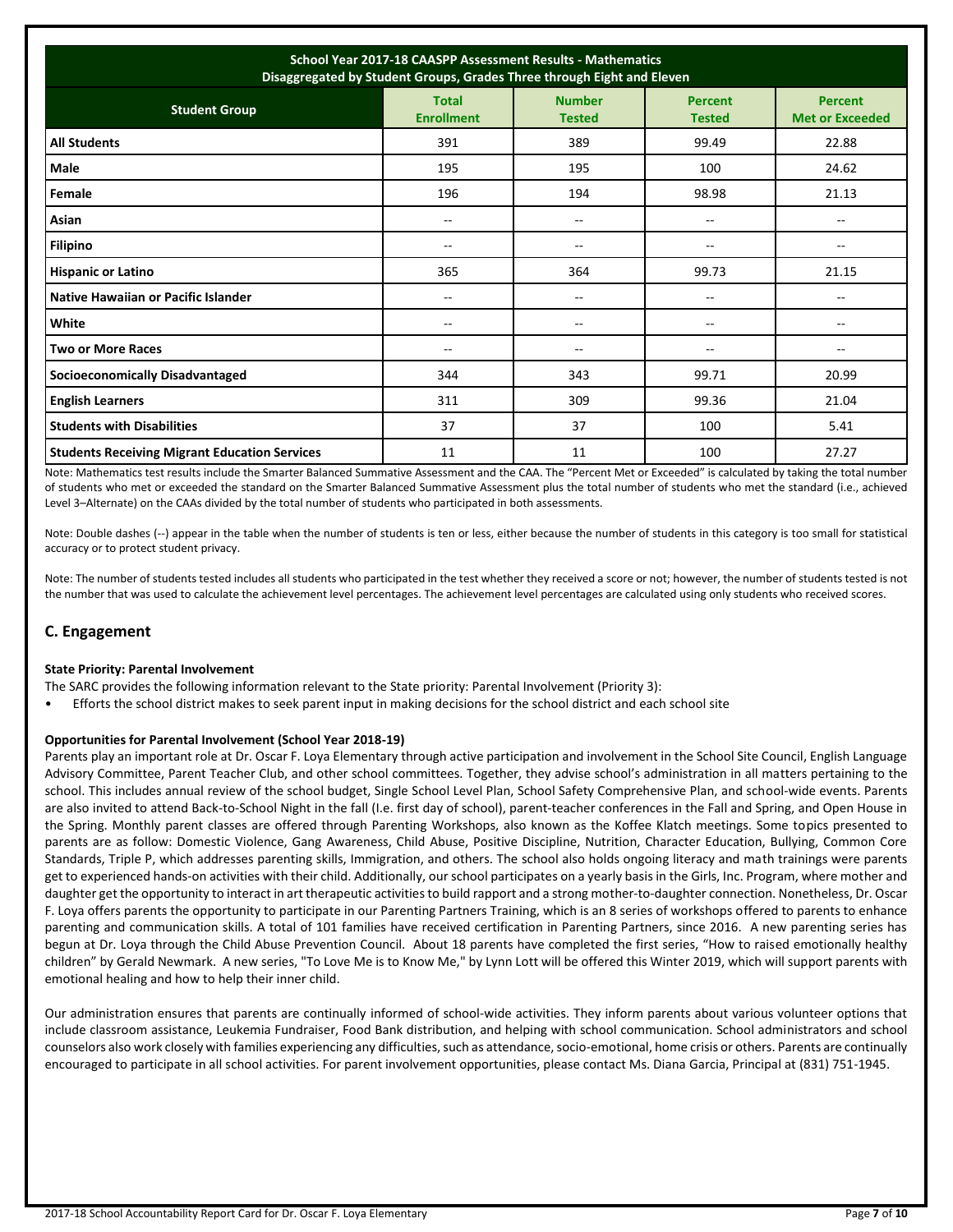| School Year 2017-18 CAASPP Assessment Results - Mathematics Disaggregated by Student Groups, Grades Three through Eight and Eleven | | | | |
|---|---|---|---|---|
| **Student Group** | **Total Enrollment** | **Number Tested** | **Percent Tested** | **Percent Met or Exceeded** |
| **All Students** | 391 | 389 | 99.49 | 22.88 |
| **Male** | 195 | 195 | 100 | 24.62 |
| **Female** | 196 | 194 | 98.98 | 21.13 |
| **Asian** | -- | -- | -- | -- |
| **Filipino** | -- | -- | -- | -- |
| **Hispanic or Latino** | 365 | 364 | 99.73 | 21.15 |
| **Native Hawaiian or Pacific Islander** | -- | -- | -- | -- |
| **White** | -- | -- | -- | -- |
| **Two or More Races** | -- | -- | -- | -- |
| **Socioeconomically Disadvantaged** | 344 | 343 | 99.71 | 20.99 |
| **English Learners** | 311 | 309 | 99.36 | 21.04 |
| **Students with Disabilities** | 37 | 37 | 100 | 5.41 |
| **Students Receiving Migrant Education Services** | 11 | 11 | 100 | 27.27 |

Note: Mathematics test results include the Smarter Balanced Summative Assessment and the CAA. The "Percent Met or Exceeded" is calculated by taking the total number of students who met or exceeded the standard on the Smarter Balanced Summative Assessment plus the total number of students who met the standard (i.e., achieved Level 3–Alternate) on the CAAs divided by the total number of students who participated in both assessments.

Note: Double dashes (--) appear in the table when the number of students is ten or less, either because the number of students in this category is too small for statistical accuracy or to protect student privacy.

Note: The number of students tested includes all students who participated in the test whether they received a score or not; however, the number of students tested is not the number that was used to calculate the achievement level percentages. The achievement level percentages are calculated using only students who received scores.

## C. Engagement

#### State Priority: Parental Involvement

The SARC provides the following information relevant to the State priority: Parental Involvement (Priority 3):

- Efforts the school district makes to seek parent input in making decisions for the school district and each school site

#### Opportunities for Parental Involvement (School Year 2018-19)

Parents play an important role at Dr. Oscar F. Loya Elementary through active participation and involvement in the School Site Council, English Language Advisory Committee, Parent Teacher Club, and other school committees. Together, they advise school's administration in all matters pertaining to the school. This includes annual review of the school budget, Single School Level Plan, School Safety Comprehensive Plan, and school-wide events. Parents are also invited to attend Back-to-School Night in the fall (I.e. first day of school), parent-teacher conferences in the Fall and Spring, and Open House in the Spring. Monthly parent classes are offered through Parenting Workshops, also known as the Koffee Klatch meetings. Some topics presented to parents are as follow: Domestic Violence, Gang Awareness, Child Abuse, Positive Discipline, Nutrition, Character Education, Bullying, Common Core Standards, Triple P, which addresses parenting skills, Immigration, and others. The school also holds ongoing literacy and math trainings were parents get to experienced hands-on activities with their child. Additionally, our school participates on a yearly basis in the Girls, Inc. Program, where mother and daughter get the opportunity to interact in art therapeutic activities to build rapport and a strong mother-to-daughter connection. Nonetheless, Dr. Oscar F. Loya offers parents the opportunity to participate in our Parenting Partners Training, which is an 8 series of workshops offered to parents to enhance parenting and communication skills. A total of 101 families have received certification in Parenting Partners, since 2016. A new parenting series has begun at Dr. Loya through the Child Abuse Prevention Council. About 18 parents have completed the first series, "How to raised emotionally healthy children" by Gerald Newmark. A new series, "To Love Me is to Know Me," by Lynn Lott will be offered this Winter 2019, which will support parents with emotional healing and how to help their inner child.

Our administration ensures that parents are continually informed of school-wide activities. They inform parents about various volunteer options that include classroom assistance, Leukemia Fundraiser, Food Bank distribution, and helping with school communication. School administrators and school counselors also work closely with families experiencing any difficulties, such as attendance, socio-emotional, home crisis or others. Parents are continually encouraged to participate in all school activities. For parent involvement opportunities, please contact Ms. Diana Garcia, Principal at (831) 751-1945.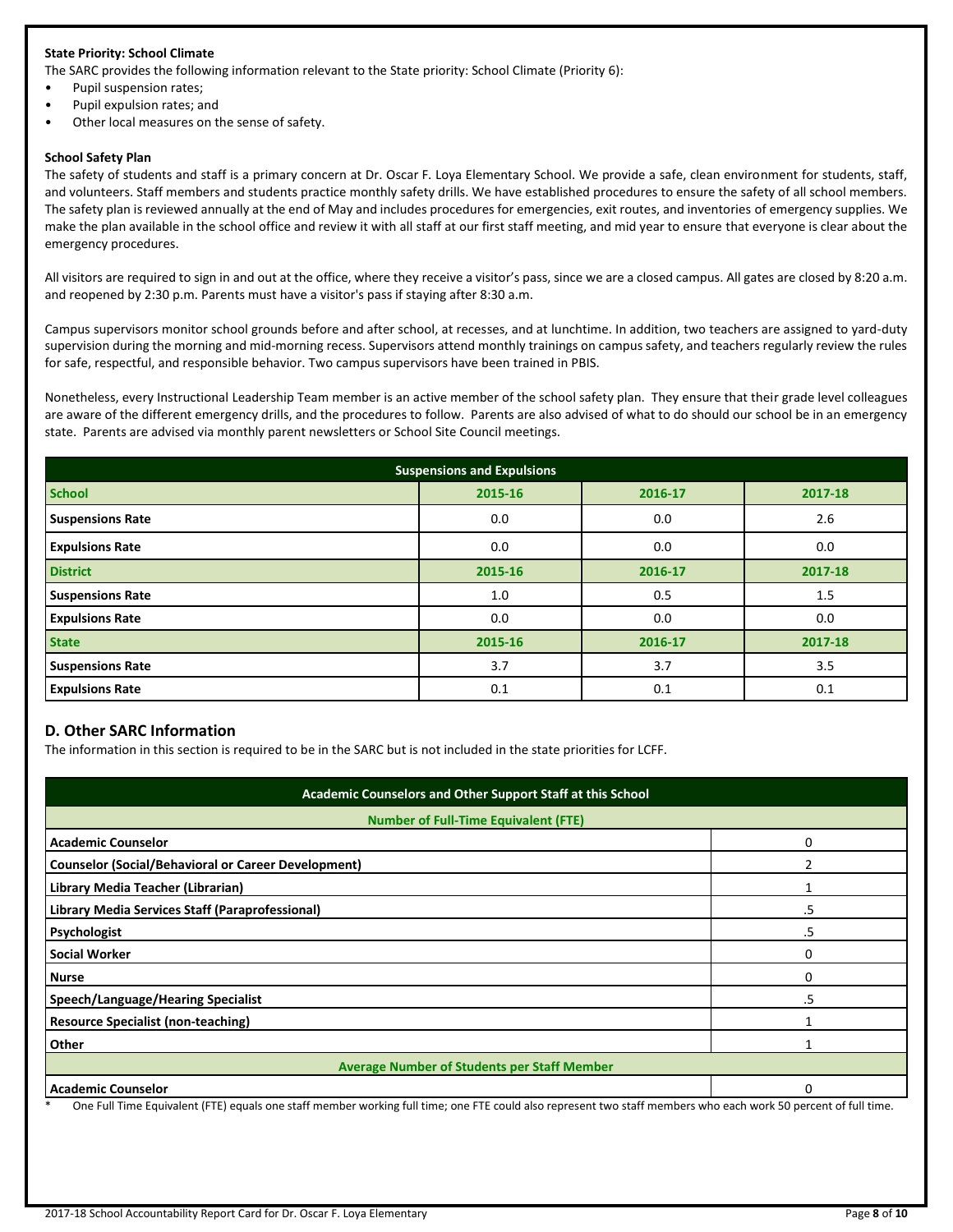**State Priority: School Climate**

The SARC provides the following information relevant to the State priority: School Climate (Priority 6):

- Pupil suspension rates;
- Pupil expulsion rates; and
- Other local measures on the sense of safety.

**School Safety Plan**

The safety of students and staff is a primary concern at Dr. Oscar F. Loya Elementary School. We provide a safe, clean environment for students, staff, and volunteers. Staff members and students practice monthly safety drills. We have established procedures to ensure the safety of all school members. The safety plan is reviewed annually at the end of May and includes procedures for emergencies, exit routes, and inventories of emergency supplies. We make the plan available in the school office and review it with all staff at our first staff meeting, and mid year to ensure that everyone is clear about the emergency procedures.

All visitors are required to sign in and out at the office, where they receive a visitor's pass, since we are a closed campus. All gates are closed by 8:20 a.m. and reopened by 2:30 p.m. Parents must have a visitor's pass if staying after 8:30 a.m.

Campus supervisors monitor school grounds before and after school, at recesses, and at lunchtime. In addition, two teachers are assigned to yard-duty supervision during the morning and mid-morning recess. Supervisors attend monthly trainings on campus safety, and teachers regularly review the rules for safe, respectful, and responsible behavior. Two campus supervisors have been trained in PBIS.

Nonetheless, every Instructional Leadership Team member is an active member of the school safety plan. They ensure that their grade level colleagues are aware of the different emergency drills, and the procedures to follow. Parents are also advised of what to do should our school be in an emergency state. Parents are advised via monthly parent newsletters or School Site Council meetings.

| Suspensions and Expulsions | | | |
|---|---|---|---|
| **School** | **2015-16** | **2016-17** | **2017-18** |
| **Suspensions Rate** | 0.0 | 0.0 | 2.6 |
| **Expulsions Rate** | 0.0 | 0.0 | 0.0 |
| **District** | **2015-16** | **2016-17** | **2017-18** |
| **Suspensions Rate** | 1.0 | 0.5 | 1.5 |
| **Expulsions Rate** | 0.0 | 0.0 | 0.0 |
| **State** | **2015-16** | **2016-17** | **2017-18** |
| **Suspensions Rate** | 3.7 | 3.7 | 3.5 |
| **Expulsions Rate** | 0.1 | 0.1 | 0.1 |

## D. Other SARC Information

The information in this section is required to be in the SARC but is not included in the state priorities for LCFF.

| Academic Counselors and Other Support Staff at this School | |
|---|---|
| **Number of Full-Time Equivalent (FTE)** | |
| **Academic Counselor** | 0 |
| **Counselor (Social/Behavioral or Career Development)** | 2 |
| **Library Media Teacher (Librarian)** | 1 |
| **Library Media Services Staff (Paraprofessional)** | .5 |
| **Psychologist** | .5 |
| **Social Worker** | 0 |
| **Nurse** | 0 |
| **Speech/Language/Hearing Specialist** | .5 |
| **Resource Specialist (non-teaching)** | 1 |
| **Other** | 1 |
| **Average Number of Students per Staff Member** | |
| **Academic Counselor** | 0 |

\* One Full Time Equivalent (FTE) equals one staff member working full time; one FTE could also represent two staff members who each work 50 percent of full time.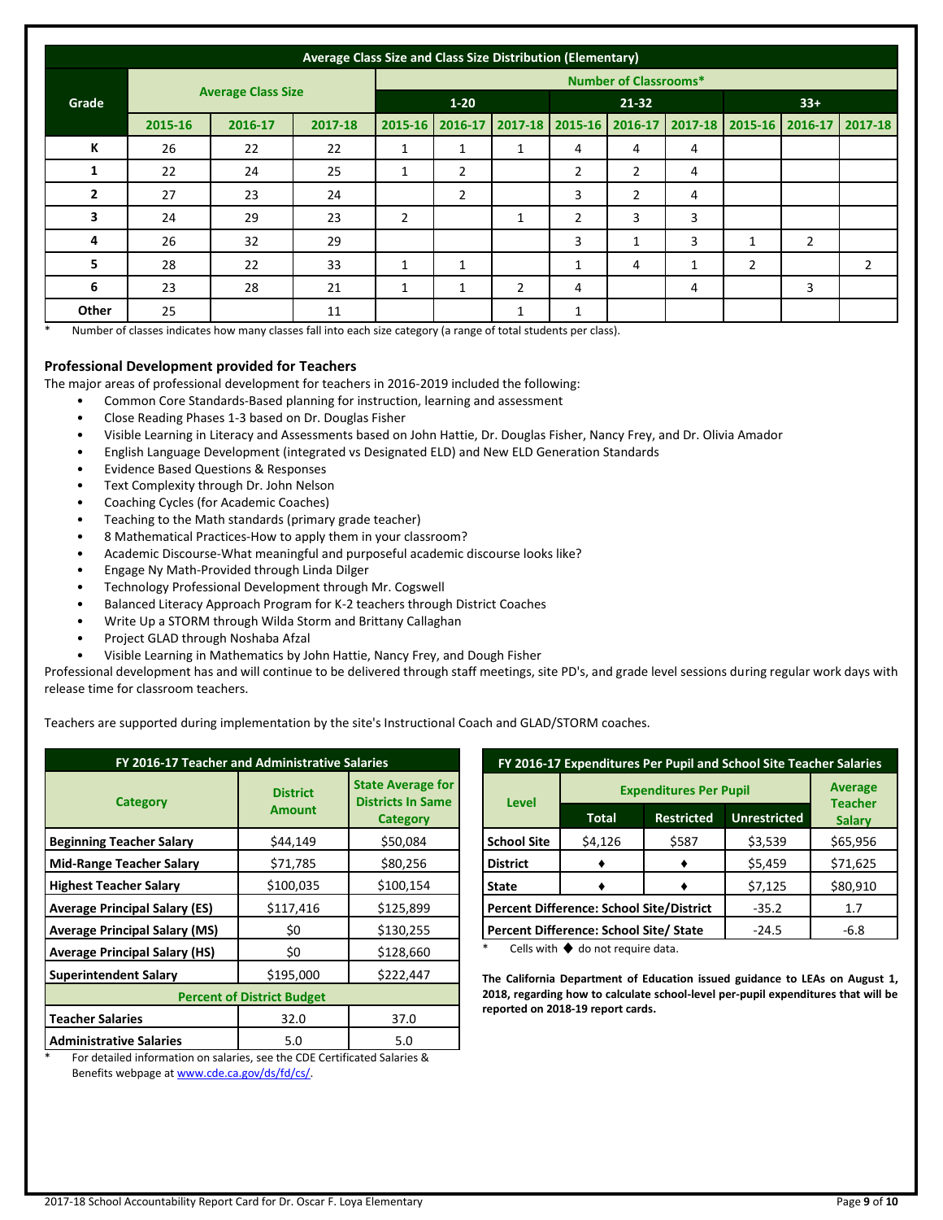| Average Class Size and Class Size Distribution (Elementary) | | | | | | | | | | | | |
|---|---|---|---|---|---|---|---|---|---|---|---|---|
| Grade | Average Class Size | | | Number of Classrooms* | | | | | | | | |
| | | | | 1-20 | | | 21-32 | | | 33+ | | |
| | 2015-16 | 2016-17 | 2017-18 | 2015-16 | 2016-17 | 2017-18 | 2015-16 | 2016-17 | 2017-18 | 2015-16 | 2016-17 | 2017-18 |
| K | 26 | 22 | 22 | 1 | 1 | 1 | 4 | 4 | 4 | | | |
| 1 | 22 | 24 | 25 | 1 | 2 | | 2 | 2 | 4 | | | |
| 2 | 27 | 23 | 24 | | 2 | | 3 | 2 | 4 | | | |
| 3 | 24 | 29 | 23 | 2 | | 1 | 2 | 3 | 3 | | | |
| 4 | 26 | 32 | 29 | | | | 3 | 1 | 3 | 1 | 2 | |
| 5 | 28 | 22 | 33 | 1 | 1 | | 1 | 4 | 1 | 2 | | 2 |
| 6 | 23 | 28 | 21 | 1 | 1 | 2 | 4 | | 4 | | 3 | |
| Other | 25 | | 11 | | | 1 | 1 | | | | | |

* Number of classes indicates how many classes fall into each size category (a range of total students per class).

## Professional Development provided for Teachers

The major areas of professional development for teachers in 2016-2019 included the following:

- Common Core Standards-Based planning for instruction, learning and assessment
- Close Reading Phases 1-3 based on Dr. Douglas Fisher
- Visible Learning in Literacy and Assessments based on John Hattie, Dr. Douglas Fisher, Nancy Frey, and Dr. Olivia Amador
- English Language Development (integrated vs Designated ELD) and New ELD Generation Standards
- Evidence Based Questions & Responses
- Text Complexity through Dr. John Nelson
- Coaching Cycles (for Academic Coaches)
- Teaching to the Math standards (primary grade teacher)
- 8 Mathematical Practices-How to apply them in your classroom?
- Academic Discourse-What meaningful and purposeful academic discourse looks like?
- Engage Ny Math-Provided through Linda Dilger
- Technology Professional Development through Mr. Cogswell
- Balanced Literacy Approach Program for K-2 teachers through District Coaches
- Write Up a STORM through Wilda Storm and Brittany Callaghan
- Project GLAD through Noshaba Afzal
- Visible Learning in Mathematics by John Hattie, Nancy Frey, and Dough Fisher

Professional development has and will continue to be delivered through staff meetings, site PD's, and grade level sessions during regular work days with release time for classroom teachers.

Teachers are supported during implementation by the site's Instructional Coach and GLAD/STORM coaches.

| FY 2016-17 Teacher and Administrative Salaries | | |
|---|---|---|
| Category | District Amount | State Average for Districts In Same Category |
| Beginning Teacher Salary | $44,149 | $50,084 |
| Mid-Range Teacher Salary | $71,785 | $80,256 |
| Highest Teacher Salary | $100,035 | $100,154 |
| Average Principal Salary (ES) | $117,416 | $125,899 |
| Average Principal Salary (MS) | $0 | $130,255 |
| Average Principal Salary (HS) | $0 | $128,660 |
| Superintendent Salary | $195,000 | $222,447 |
| Percent of District Budget | | |
| Teacher Salaries | 32.0 | 37.0 |
| Administrative Salaries | 5.0 | 5.0 |

* For detailed information on salaries, see the CDE Certificated Salaries & Benefits webpage at www.cde.ca.gov/ds/fd/cs/.

| FY 2016-17 Expenditures Per Pupil and School Site Teacher Salaries | | | | |
|---|---|---|---|---|
| Level | Expenditures Per Pupil | | | Average Teacher Salary |
| | Total | Restricted | Unrestricted | |
| School Site | $4,126 | $587 | $3,539 | $65,956 |
| District | ♦ | ♦ | $5,459 | $71,625 |
| State | ♦ | ♦ | $7,125 | $80,910 |
| Percent Difference: School Site/District | | | -35.2 | 1.7 |
| Percent Difference: School Site/ State | | | -24.5 | -6.8 |

* Cells with ♦ do not require data.

**The California Department of Education issued guidance to LEAs on August 1, 2018, regarding how to calculate school-level per-pupil expenditures that will be reported on 2018-19 report cards.**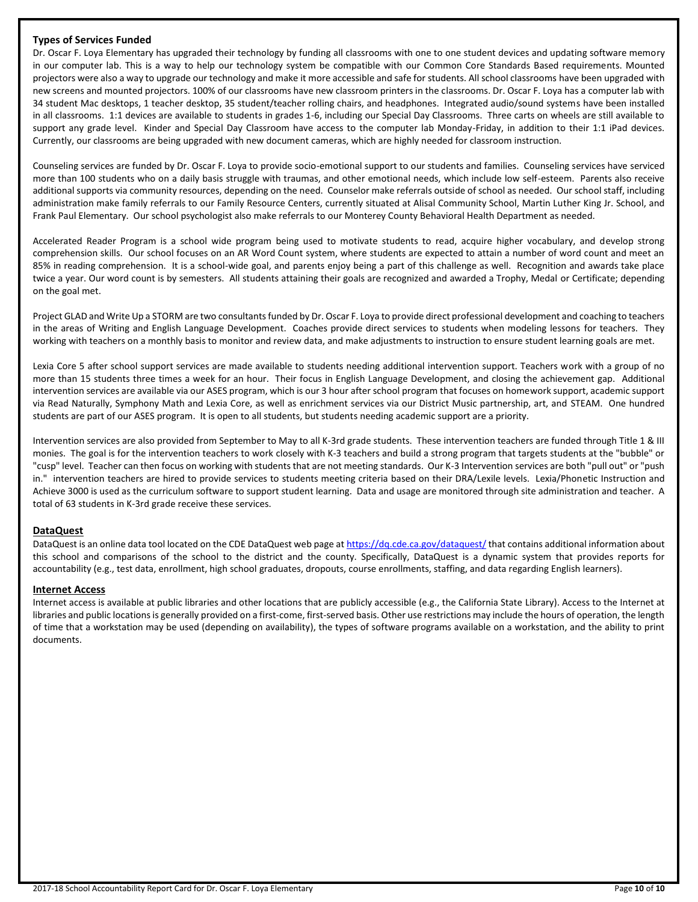**Types of Services Funded**

Dr. Oscar F. Loya Elementary has upgraded their technology by funding all classrooms with one to one student devices and updating software memory in our computer lab. This is a way to help our technology system be compatible with our Common Core Standards Based requirements. Mounted projectors were also a way to upgrade our technology and make it more accessible and safe for students. All school classrooms have been upgraded with new screens and mounted projectors. 100% of our classrooms have new classroom printers in the classrooms. Dr. Oscar F. Loya has a computer lab with 34 student Mac desktops, 1 teacher desktop, 35 student/teacher rolling chairs, and headphones. Integrated audio/sound systems have been installed in all classrooms. 1:1 devices are available to students in grades 1-6, including our Special Day Classrooms. Three carts on wheels are still available to support any grade level. Kinder and Special Day Classroom have access to the computer lab Monday-Friday, in addition to their 1:1 iPad devices. Currently, our classrooms are being upgraded with new document cameras, which are highly needed for classroom instruction.

Counseling services are funded by Dr. Oscar F. Loya to provide socio-emotional support to our students and families. Counseling services have serviced more than 100 students who on a daily basis struggle with traumas, and other emotional needs, which include low self-esteem. Parents also receive additional supports via community resources, depending on the need. Counselor make referrals outside of school as needed. Our school staff, including administration make family referrals to our Family Resource Centers, currently situated at Alisal Community School, Martin Luther King Jr. School, and Frank Paul Elementary. Our school psychologist also make referrals to our Monterey County Behavioral Health Department as needed.

Accelerated Reader Program is a school wide program being used to motivate students to read, acquire higher vocabulary, and develop strong comprehension skills. Our school focuses on an AR Word Count system, where students are expected to attain a number of word count and meet an 85% in reading comprehension. It is a school-wide goal, and parents enjoy being a part of this challenge as well. Recognition and awards take place twice a year. Our word count is by semesters. All students attaining their goals are recognized and awarded a Trophy, Medal or Certificate; depending on the goal met.

Project GLAD and Write Up a STORM are two consultants funded by Dr. Oscar F. Loya to provide direct professional development and coaching to teachers in the areas of Writing and English Language Development. Coaches provide direct services to students when modeling lessons for teachers. They working with teachers on a monthly basis to monitor and review data, and make adjustments to instruction to ensure student learning goals are met.

Lexia Core 5 after school support services are made available to students needing additional intervention support. Teachers work with a group of no more than 15 students three times a week for an hour. Their focus in English Language Development, and closing the achievement gap. Additional intervention services are available via our ASES program, which is our 3 hour after school program that focuses on homework support, academic support via Read Naturally, Symphony Math and Lexia Core, as well as enrichment services via our District Music partnership, art, and STEAM. One hundred students are part of our ASES program. It is open to all students, but students needing academic support are a priority.

Intervention services are also provided from September to May to all K-3rd grade students. These intervention teachers are funded through Title 1 & III monies. The goal is for the intervention teachers to work closely with K-3 teachers and build a strong program that targets students at the "bubble" or "cusp" level. Teacher can then focus on working with students that are not meeting standards. Our K-3 Intervention services are both "pull out" or "push in." intervention teachers are hired to provide services to students meeting criteria based on their DRA/Lexile levels. Lexia/Phonetic Instruction and Achieve 3000 is used as the curriculum software to support student learning. Data and usage are monitored through site administration and teacher. A total of 63 students in K-3rd grade receive these services.

**DataQuest**

DataQuest is an online data tool located on the CDE DataQuest web page at https://dq.cde.ca.gov/dataquest/ that contains additional information about this school and comparisons of the school to the district and the county. Specifically, DataQuest is a dynamic system that provides reports for accountability (e.g., test data, enrollment, high school graduates, dropouts, course enrollments, staffing, and data regarding English learners).

**Internet Access**

Internet access is available at public libraries and other locations that are publicly accessible (e.g., the California State Library). Access to the Internet at libraries and public locations is generally provided on a first-come, first-served basis. Other use restrictions may include the hours of operation, the length of time that a workstation may be used (depending on availability), the types of software programs available on a workstation, and the ability to print documents.